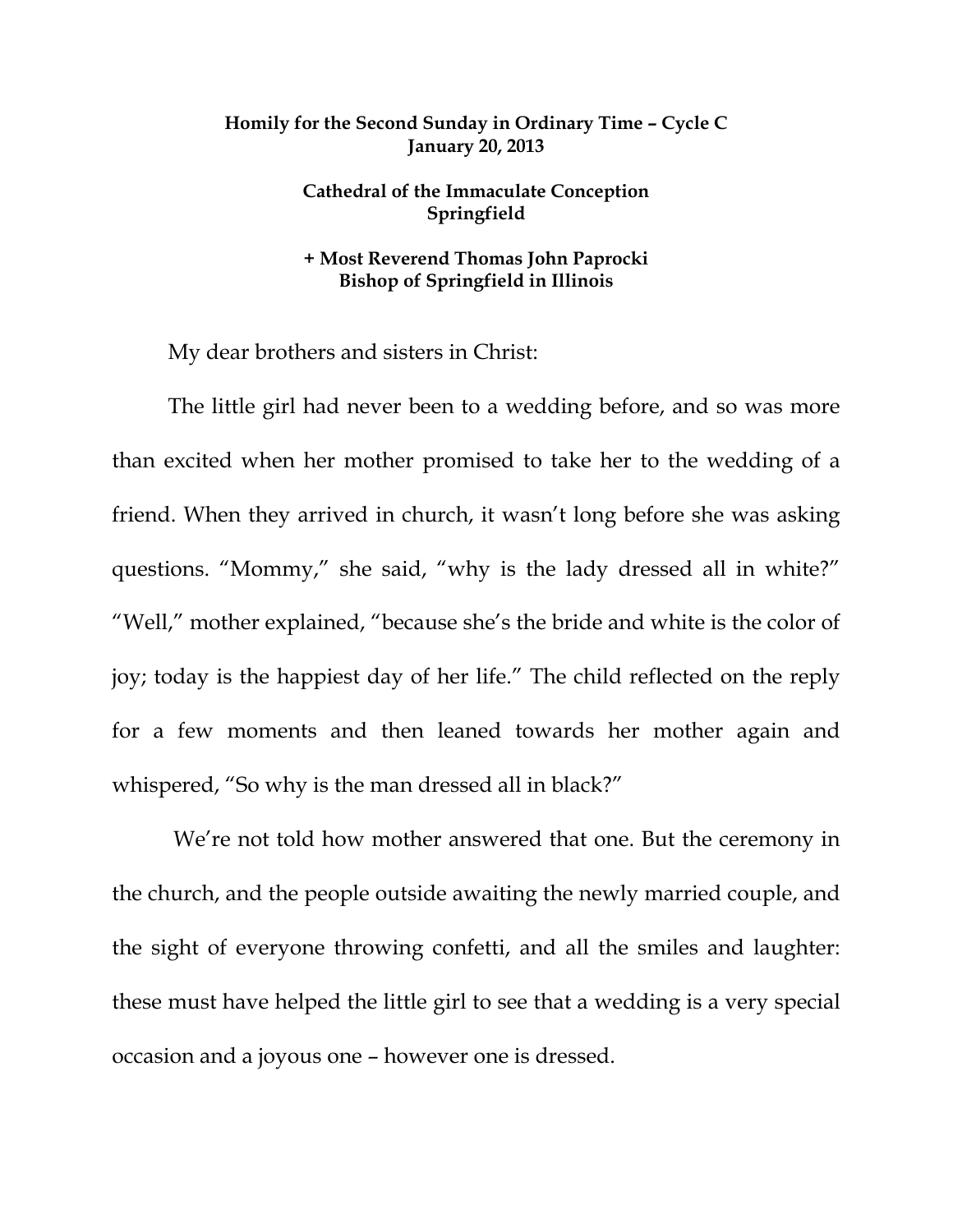**Homily for the Second Sunday in Ordinary Time – Cycle C**
**January 20, 2013**

**Cathedral of the Immaculate Conception**
**Springfield**

**+ Most Reverend Thomas John Paprocki**
**Bishop of Springfield in Illinois**

My dear brothers and sisters in Christ:

The little girl had never been to a wedding before, and so was more than excited when her mother promised to take her to the wedding of a friend. When they arrived in church, it wasn't long before she was asking questions. "Mommy," she said, "why is the lady dressed all in white?" "Well," mother explained, "because she's the bride and white is the color of joy; today is the happiest day of her life." The child reflected on the reply for a few moments and then leaned towards her mother again and whispered, "So why is the man dressed all in black?"

We're not told how mother answered that one. But the ceremony in the church, and the people outside awaiting the newly married couple, and the sight of everyone throwing confetti, and all the smiles and laughter: these must have helped the little girl to see that a wedding is a very special occasion and a joyous one – however one is dressed.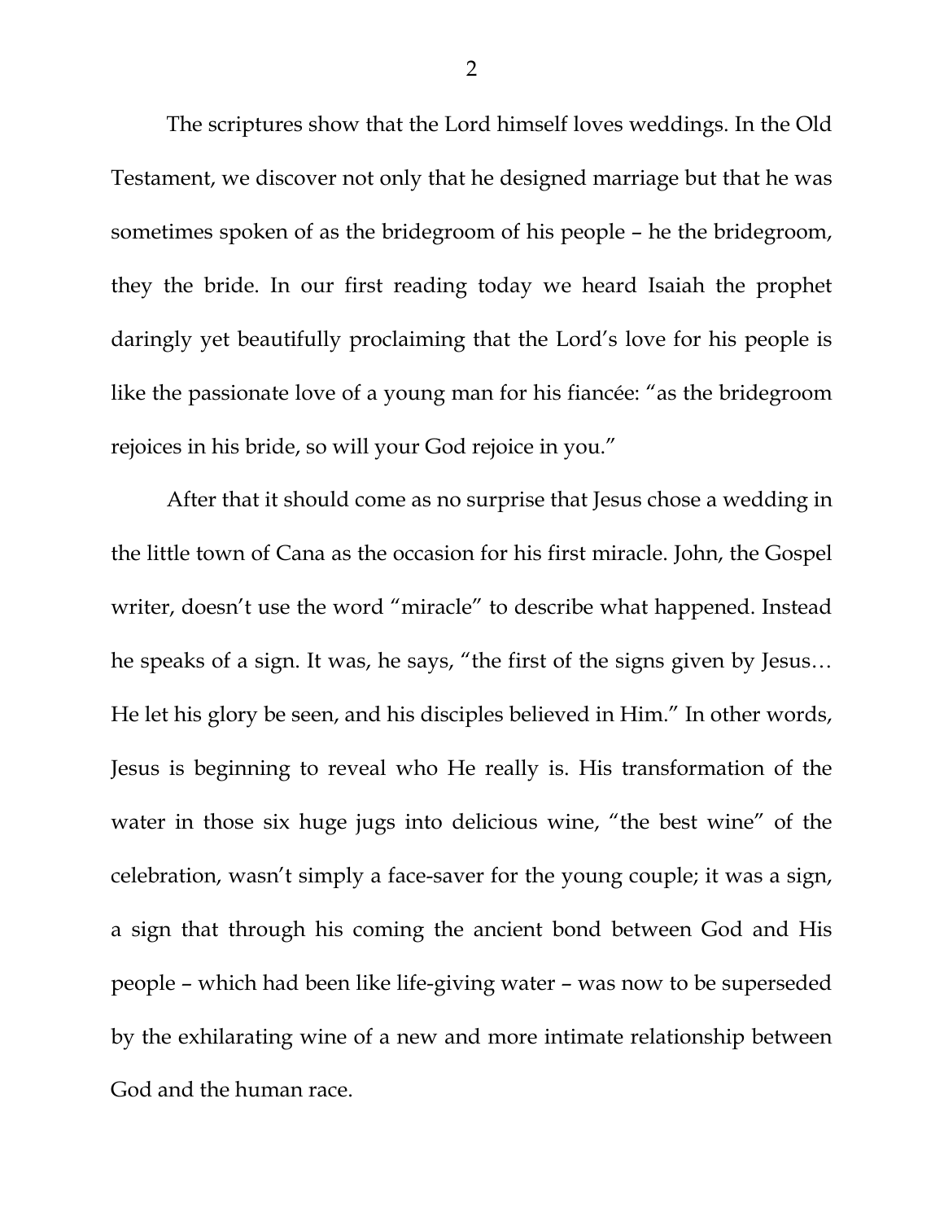The scriptures show that the Lord himself loves weddings. In the Old Testament, we discover not only that he designed marriage but that he was sometimes spoken of as the bridegroom of his people – he the bridegroom, they the bride. In our first reading today we heard Isaiah the prophet daringly yet beautifully proclaiming that the Lord's love for his people is like the passionate love of a young man for his fiancée: "as the bridegroom rejoices in his bride, so will your God rejoice in you."

After that it should come as no surprise that Jesus chose a wedding in the little town of Cana as the occasion for his first miracle. John, the Gospel writer, doesn't use the word "miracle" to describe what happened. Instead he speaks of a sign. It was, he says, "the first of the signs given by Jesus… He let his glory be seen, and his disciples believed in Him." In other words, Jesus is beginning to reveal who He really is. His transformation of the water in those six huge jugs into delicious wine, "the best wine" of the celebration, wasn't simply a face-saver for the young couple; it was a sign, a sign that through his coming the ancient bond between God and His people – which had been like life-giving water – was now to be superseded by the exhilarating wine of a new and more intimate relationship between God and the human race.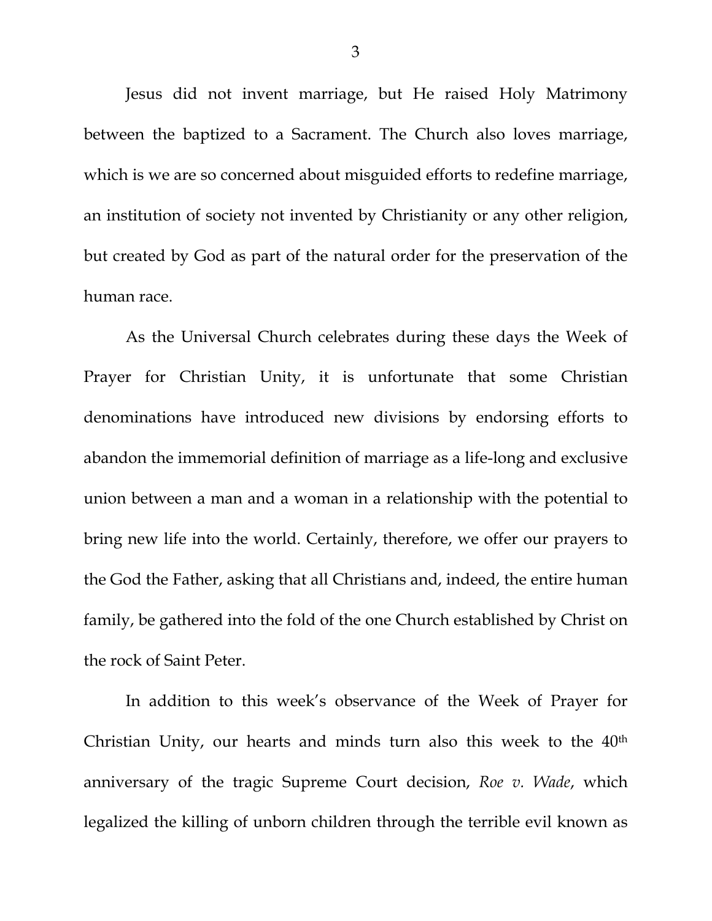Jesus did not invent marriage, but He raised Holy Matrimony between the baptized to a Sacrament. The Church also loves marriage, which is we are so concerned about misguided efforts to redefine marriage, an institution of society not invented by Christianity or any other religion, but created by God as part of the natural order for the preservation of the human race.

As the Universal Church celebrates during these days the Week of Prayer for Christian Unity, it is unfortunate that some Christian denominations have introduced new divisions by endorsing efforts to abandon the immemorial definition of marriage as a life-long and exclusive union between a man and a woman in a relationship with the potential to bring new life into the world. Certainly, therefore, we offer our prayers to the God the Father, asking that all Christians and, indeed, the entire human family, be gathered into the fold of the one Church established by Christ on the rock of Saint Peter.

In addition to this week's observance of the Week of Prayer for Christian Unity, our hearts and minds turn also this week to the 40th anniversary of the tragic Supreme Court decision, *Roe v. Wade*, which legalized the killing of unborn children through the terrible evil known as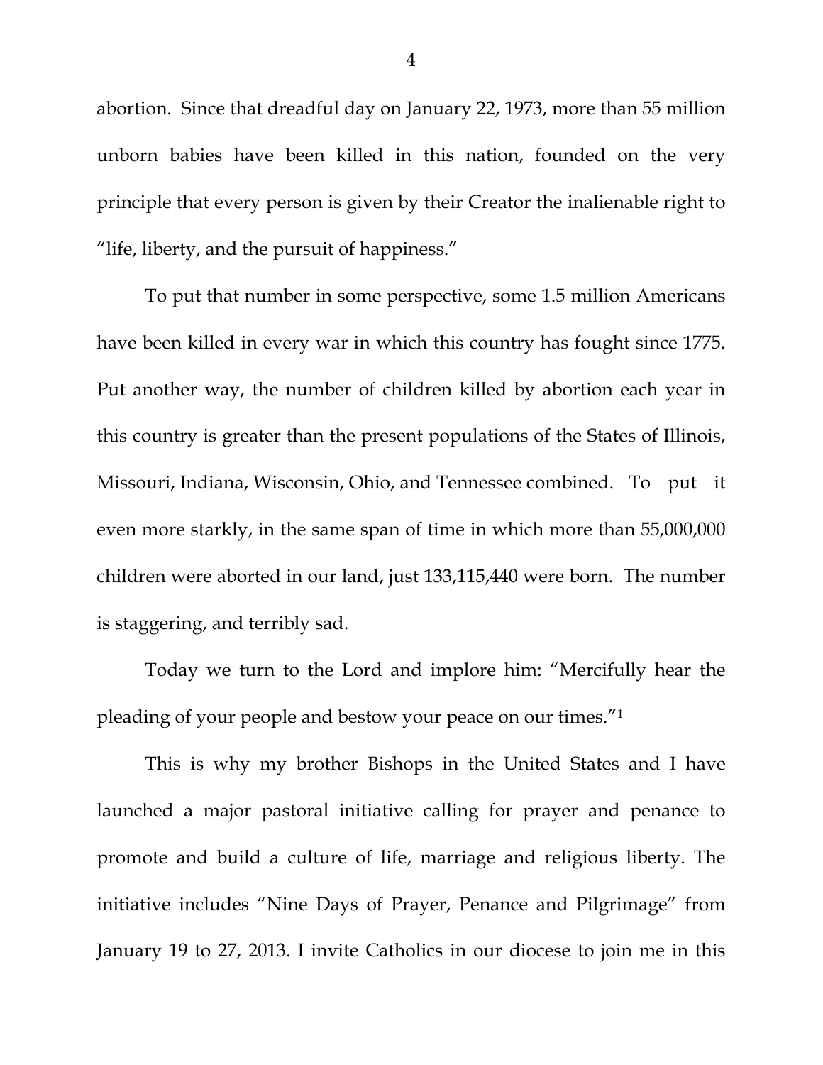abortion. Since that dreadful day on January 22, 1973, more than 55 million unborn babies have been killed in this nation, founded on the very principle that every person is given by their Creator the inalienable right to "life, liberty, and the pursuit of happiness."

To put that number in some perspective, some 1.5 million Americans have been killed in every war in which this country has fought since 1775. Put another way, the number of children killed by abortion each year in this country is greater than the present populations of the States of Illinois, Missouri, Indiana, Wisconsin, Ohio, and Tennessee combined. To put it even more starkly, in the same span of time in which more than 55,000,000 children were aborted in our land, just 133,115,440 were born. The number is staggering, and terribly sad.

Today we turn to the Lord and implore him: "Mercifully hear the pleading of your people and bestow your peace on our times."[1]

This is why my brother Bishops in the United States and I have launched a major pastoral initiative calling for prayer and penance to promote and build a culture of life, marriage and religious liberty. The initiative includes "Nine Days of Prayer, Penance and Pilgrimage" from January 19 to 27, 2013. I invite Catholics in our diocese to join me in this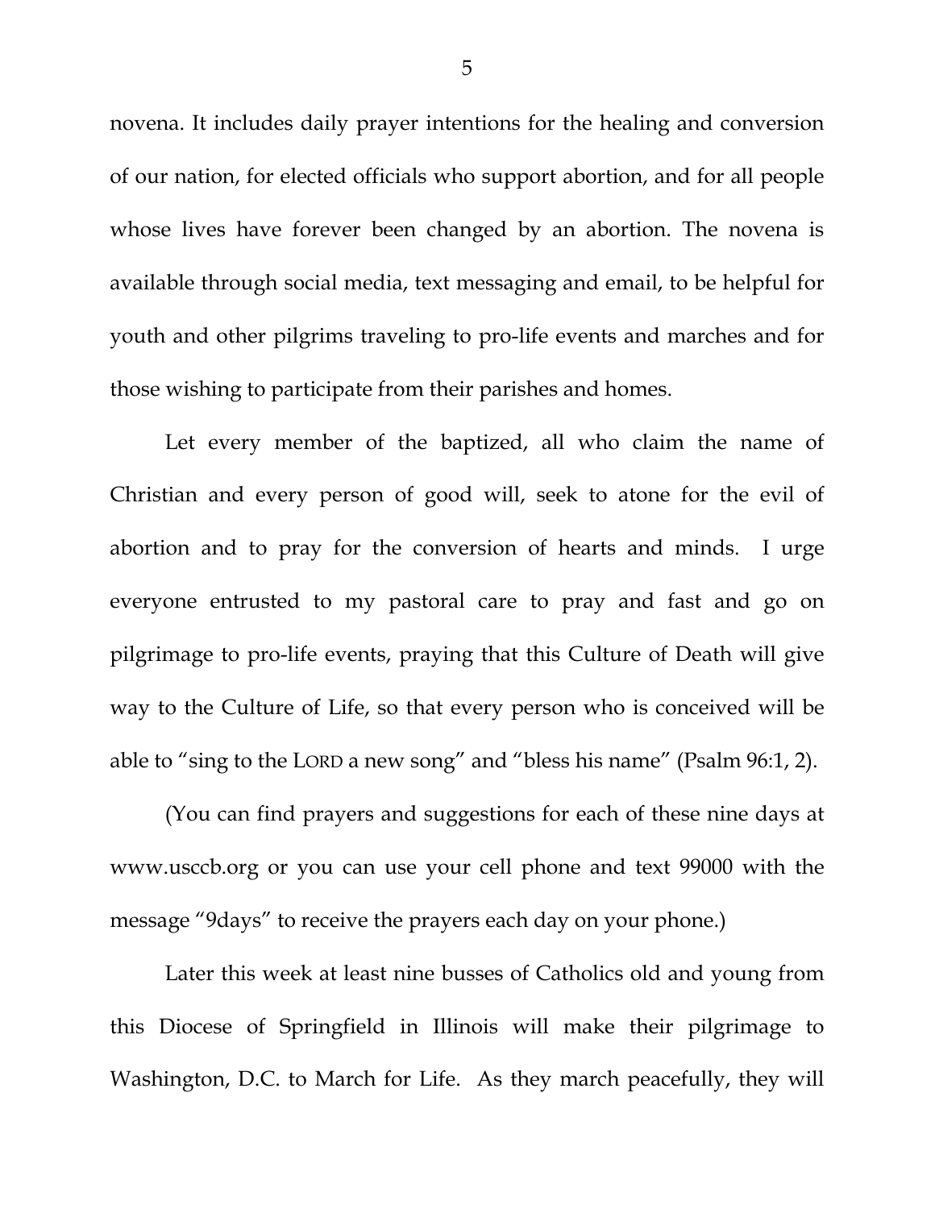novena. It includes daily prayer intentions for the healing and conversion of our nation, for elected officials who support abortion, and for all people whose lives have forever been changed by an abortion. The novena is available through social media, text messaging and email, to be helpful for youth and other pilgrims traveling to pro-life events and marches and for those wishing to participate from their parishes and homes.

Let every member of the baptized, all who claim the name of Christian and every person of good will, seek to atone for the evil of abortion and to pray for the conversion of hearts and minds. I urge everyone entrusted to my pastoral care to pray and fast and go on pilgrimage to pro-life events, praying that this Culture of Death will give way to the Culture of Life, so that every person who is conceived will be able to "sing to the LORD a new song" and "bless his name" (Psalm 96:1, 2).

(You can find prayers and suggestions for each of these nine days at www.usccb.org or you can use your cell phone and text 99000 with the message "9days" to receive the prayers each day on your phone.)

Later this week at least nine busses of Catholics old and young from this Diocese of Springfield in Illinois will make their pilgrimage to Washington, D.C. to March for Life. As they march peacefully, they will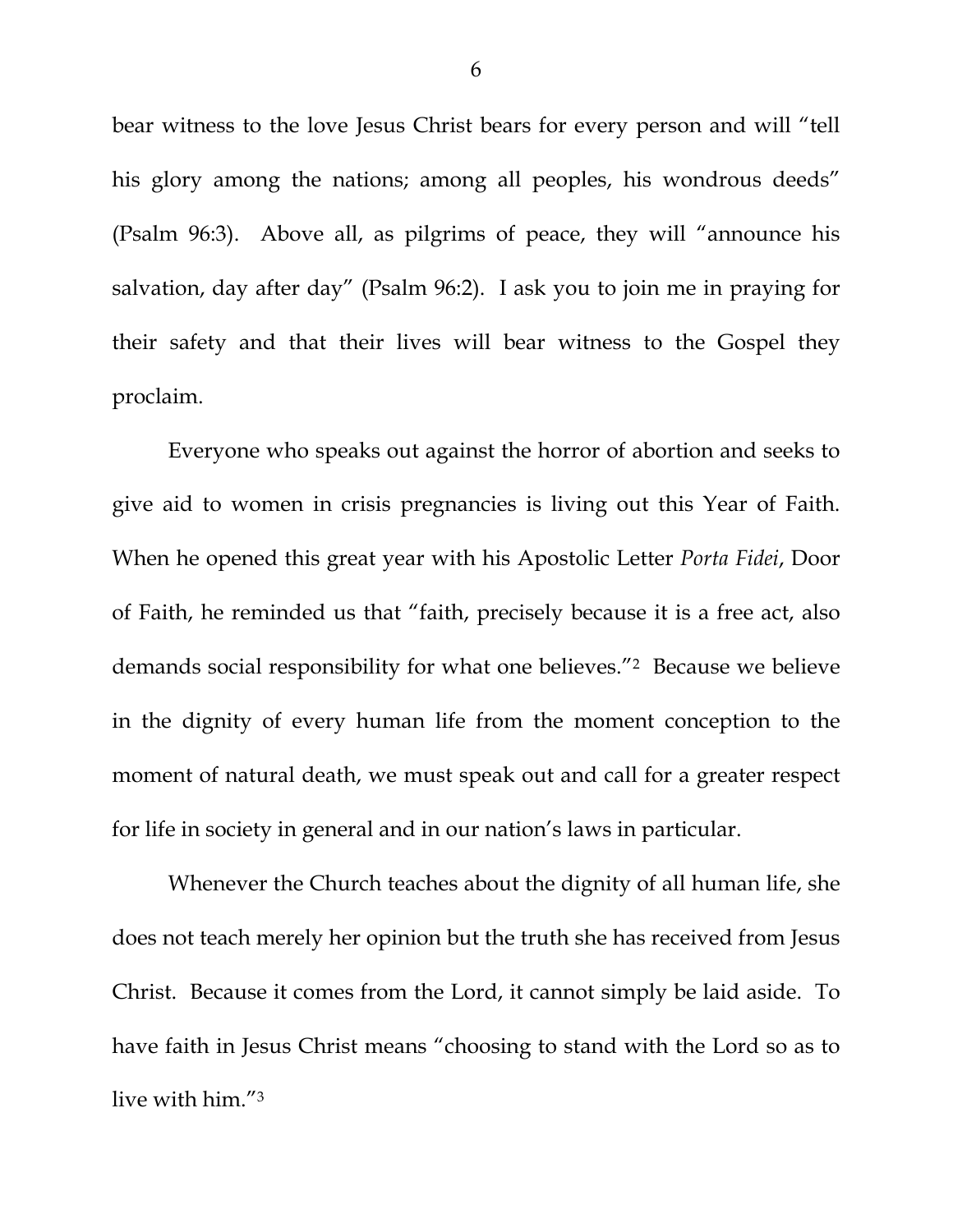bear witness to the love Jesus Christ bears for every person and will "tell his glory among the nations; among all peoples, his wondrous deeds" (Psalm 96:3). Above all, as pilgrims of peace, they will "announce his salvation, day after day" (Psalm 96:2). I ask you to join me in praying for their safety and that their lives will bear witness to the Gospel they proclaim.

Everyone who speaks out against the horror of abortion and seeks to give aid to women in crisis pregnancies is living out this Year of Faith. When he opened this great year with his Apostolic Letter *Porta Fidei*, Door of Faith, he reminded us that "faith, precisely because it is a free act, also demands social responsibility for what one believes."[2] Because we believe in the dignity of every human life from the moment conception to the moment of natural death, we must speak out and call for a greater respect for life in society in general and in our nation's laws in particular.

Whenever the Church teaches about the dignity of all human life, she does not teach merely her opinion but the truth she has received from Jesus Christ. Because it comes from the Lord, it cannot simply be laid aside. To have faith in Jesus Christ means "choosing to stand with the Lord so as to live with him."[3]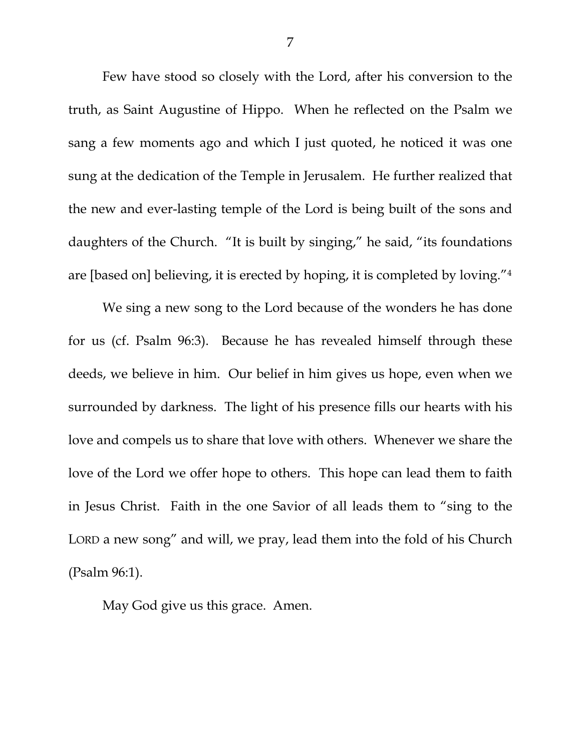Few have stood so closely with the Lord, after his conversion to the truth, as Saint Augustine of Hippo. When he reflected on the Psalm we sang a few moments ago and which I just quoted, he noticed it was one sung at the dedication of the Temple in Jerusalem. He further realized that the new and ever-lasting temple of the Lord is being built of the sons and daughters of the Church. "It is built by singing," he said, "its foundations are [based on] believing, it is erected by hoping, it is completed by loving."[4]

We sing a new song to the Lord because of the wonders he has done for us (cf. Psalm 96:3). Because he has revealed himself through these deeds, we believe in him. Our belief in him gives us hope, even when we surrounded by darkness. The light of his presence fills our hearts with his love and compels us to share that love with others. Whenever we share the love of the Lord we offer hope to others. This hope can lead them to faith in Jesus Christ. Faith in the one Savior of all leads them to "sing to the LORD a new song" and will, we pray, lead them into the fold of his Church (Psalm 96:1).

May God give us this grace. Amen.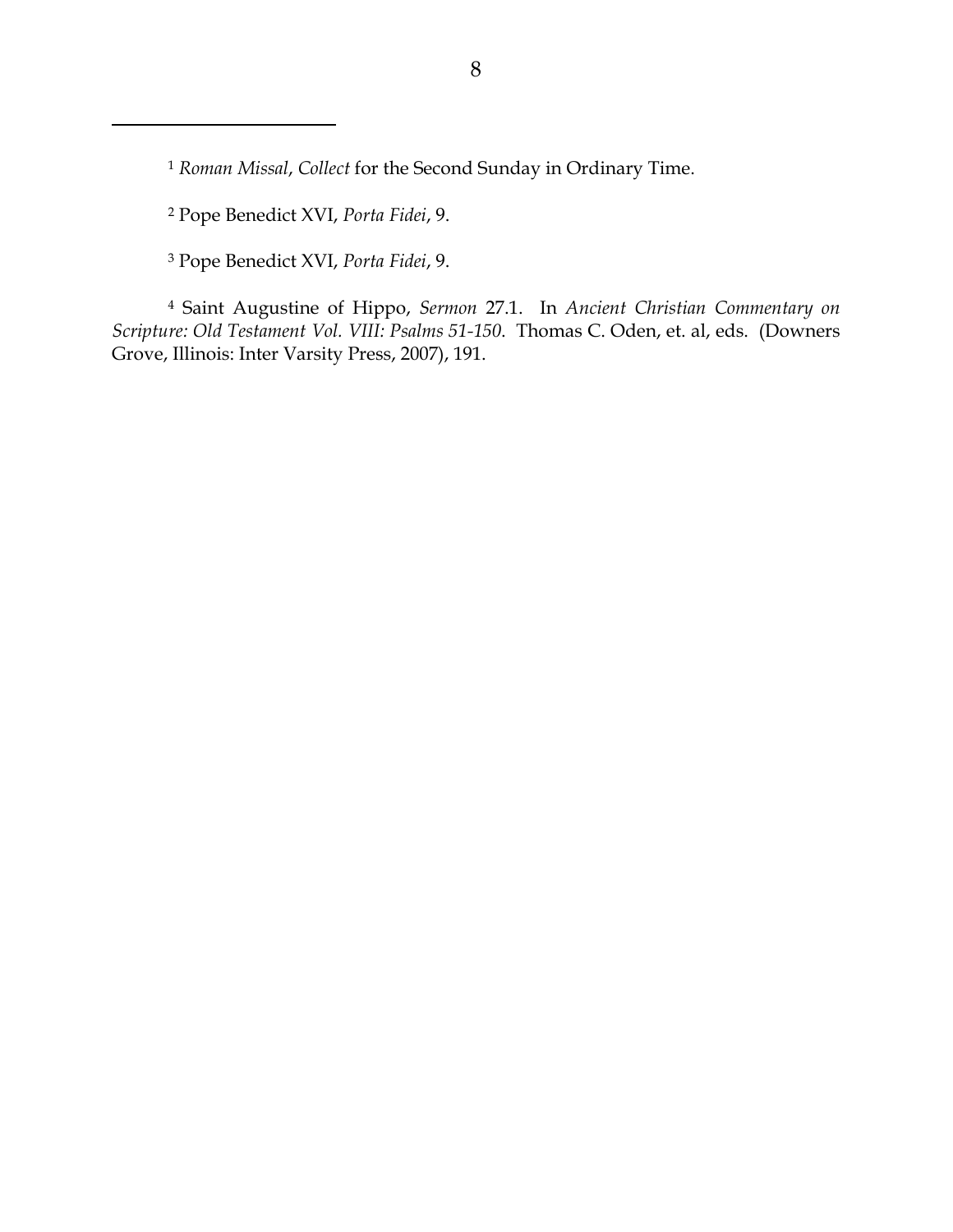[1] *Roman Missal*, *Collect* for the Second Sunday in Ordinary Time.

[2] Pope Benedict XVI, *Porta Fidei*, 9.

[3] Pope Benedict XVI, *Porta Fidei*, 9.

[4] Saint Augustine of Hippo, *Sermon* 27.1. In *Ancient Christian Commentary on Scripture: Old Testament Vol. VIII: Psalms 51-150*. Thomas C. Oden, et. al, eds. (Downers Grove, Illinois: Inter Varsity Press, 2007), 191.